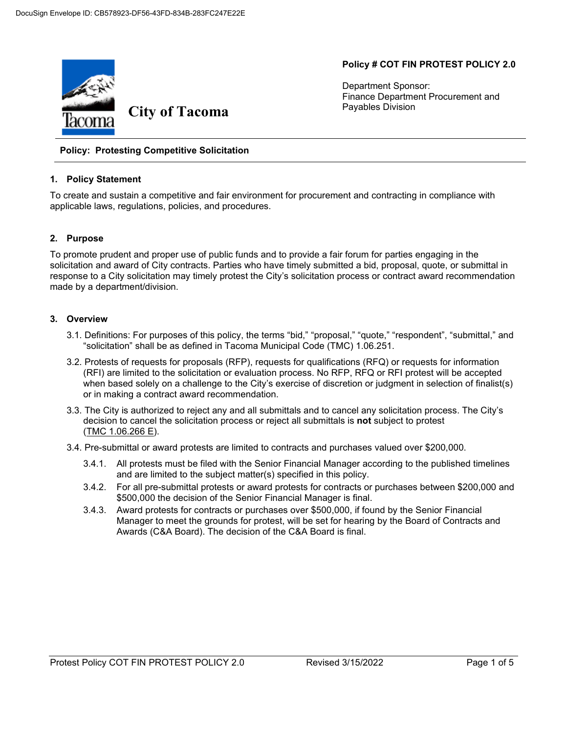DocuSign Envelope ID: CB578923-DF56-43FD-834B-283FC247E22E

# City of Tacoma

**Policy # COT FIN PROTEST POLICY 2.0**

Department Sponsor:
Finance Department Procurement and Payables Division

**Policy: Protesting Competitive Solicitation**

## 1. Policy Statement

To create and sustain a competitive and fair environment for procurement and contracting in compliance with applicable laws, regulations, policies, and procedures.

## 2. Purpose

To promote prudent and proper use of public funds and to provide a fair forum for parties engaging in the solicitation and award of City contracts. Parties who have timely submitted a bid, proposal, quote, or submittal in response to a City solicitation may timely protest the City's solicitation process or contract award recommendation made by a department/division.

## 3. Overview

3.1. Definitions: For purposes of this policy, the terms "bid," "proposal," "quote," "respondent", "submittal," and "solicitation" shall be as defined in Tacoma Municipal Code (TMC) 1.06.251.

3.2. Protests of requests for proposals (RFP), requests for qualifications (RFQ) or requests for information (RFI) are limited to the solicitation or evaluation process. No RFP, RFQ or RFI protest will be accepted when based solely on a challenge to the City's exercise of discretion or judgment in selection of finalist(s) or in making a contract award recommendation.

3.3. The City is authorized to reject any and all submittals and to cancel any solicitation process. The City's decision to cancel the solicitation process or reject all submittals is **not** subject to protest (TMC 1.06.266 E).

3.4. Pre-submittal or award protests are limited to contracts and purchases valued over $200,000.

- 3.4.1. All protests must be filed with the Senior Financial Manager according to the published timelines and are limited to the subject matter(s) specified in this policy.
- 3.4.2. For all pre-submittal protests or award protests for contracts or purchases between $200,000 and $500,000 the decision of the Senior Financial Manager is final.
- 3.4.3. Award protests for contracts or purchases over $500,000, if found by the Senior Financial Manager to meet the grounds for protest, will be set for hearing by the Board of Contracts and Awards (C&A Board). The decision of the C&A Board is final.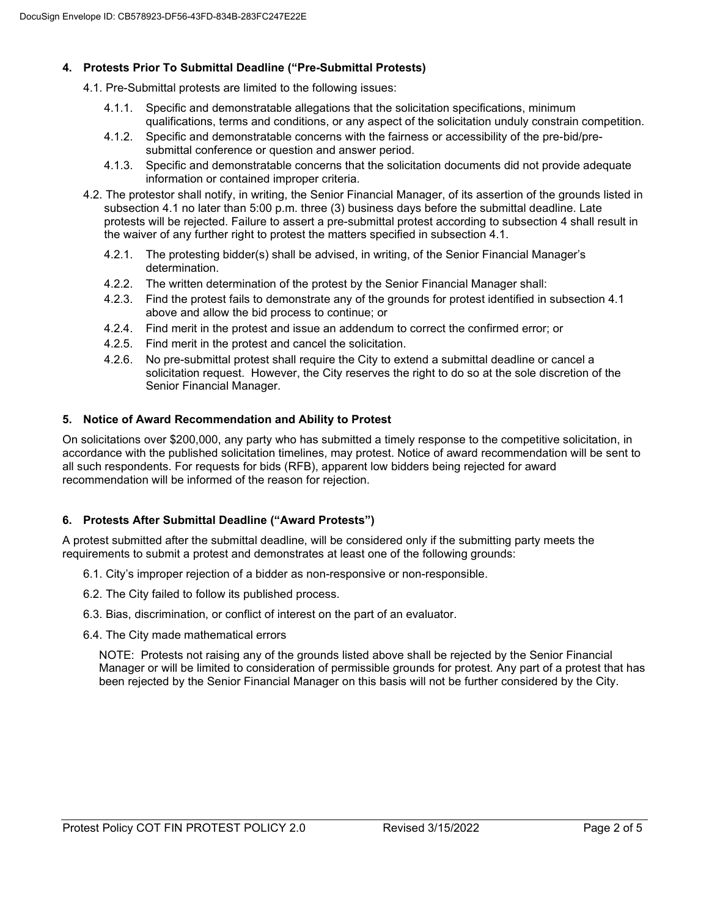## 4. Protests Prior To Submittal Deadline ("Pre-Submittal Protests)

4.1. Pre-Submittal protests are limited to the following issues:

- 4.1.1. Specific and demonstratable allegations that the solicitation specifications, minimum qualifications, terms and conditions, or any aspect of the solicitation unduly constrain competition.
- 4.1.2. Specific and demonstratable concerns with the fairness or accessibility of the pre-bid/pre-submittal conference or question and answer period.
- 4.1.3. Specific and demonstratable concerns that the solicitation documents did not provide adequate information or contained improper criteria.

4.2. The protestor shall notify, in writing, the Senior Financial Manager, of its assertion of the grounds listed in subsection 4.1 no later than 5:00 p.m. three (3) business days before the submittal deadline. Late protests will be rejected. Failure to assert a pre-submittal protest according to subsection 4 shall result in the waiver of any further right to protest the matters specified in subsection 4.1.

- 4.2.1. The protesting bidder(s) shall be advised, in writing, of the Senior Financial Manager's determination.
- 4.2.2. The written determination of the protest by the Senior Financial Manager shall:
- 4.2.3. Find the protest fails to demonstrate any of the grounds for protest identified in subsection 4.1 above and allow the bid process to continue; or
- 4.2.4. Find merit in the protest and issue an addendum to correct the confirmed error; or
- 4.2.5. Find merit in the protest and cancel the solicitation.
- 4.2.6. No pre-submittal protest shall require the City to extend a submittal deadline or cancel a solicitation request. However, the City reserves the right to do so at the sole discretion of the Senior Financial Manager.

## 5. Notice of Award Recommendation and Ability to Protest

On solicitations over $200,000, any party who has submitted a timely response to the competitive solicitation, in accordance with the published solicitation timelines, may protest. Notice of award recommendation will be sent to all such respondents. For requests for bids (RFB), apparent low bidders being rejected for award recommendation will be informed of the reason for rejection.

## 6. Protests After Submittal Deadline ("Award Protests")

A protest submitted after the submittal deadline, will be considered only if the submitting party meets the requirements to submit a protest and demonstrates at least one of the following grounds:

6.1. City's improper rejection of a bidder as non-responsive or non-responsible.

6.2. The City failed to follow its published process.

6.3. Bias, discrimination, or conflict of interest on the part of an evaluator.

6.4. The City made mathematical errors

NOTE: Protests not raising any of the grounds listed above shall be rejected by the Senior Financial Manager or will be limited to consideration of permissible grounds for protest. Any part of a protest that has been rejected by the Senior Financial Manager on this basis will not be further considered by the City.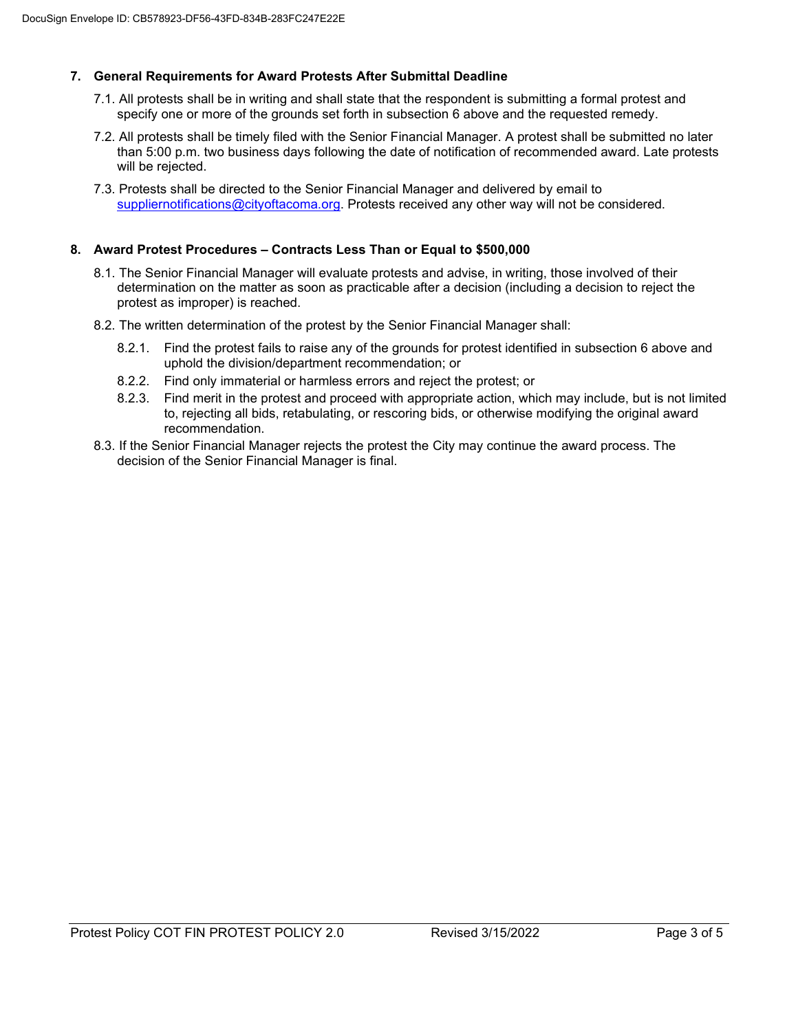## 7. General Requirements for Award Protests After Submittal Deadline

7.1. All protests shall be in writing and shall state that the respondent is submitting a formal protest and specify one or more of the grounds set forth in subsection 6 above and the requested remedy.

7.2. All protests shall be timely filed with the Senior Financial Manager. A protest shall be submitted no later than 5:00 p.m. two business days following the date of notification of recommended award. Late protests will be rejected.

7.3. Protests shall be directed to the Senior Financial Manager and delivered by email to suppliernotifications@cityoftacoma.org. Protests received any other way will not be considered.

## 8. Award Protest Procedures – Contracts Less Than or Equal to $500,000

8.1. The Senior Financial Manager will evaluate protests and advise, in writing, those involved of their determination on the matter as soon as practicable after a decision (including a decision to reject the protest as improper) is reached.

8.2. The written determination of the protest by the Senior Financial Manager shall:

- 8.2.1. Find the protest fails to raise any of the grounds for protest identified in subsection 6 above and uphold the division/department recommendation; or
- 8.2.2. Find only immaterial or harmless errors and reject the protest; or
- 8.2.3. Find merit in the protest and proceed with appropriate action, which may include, but is not limited to, rejecting all bids, retabulating, or rescoring bids, or otherwise modifying the original award recommendation.

8.3. If the Senior Financial Manager rejects the protest the City may continue the award process. The decision of the Senior Financial Manager is final.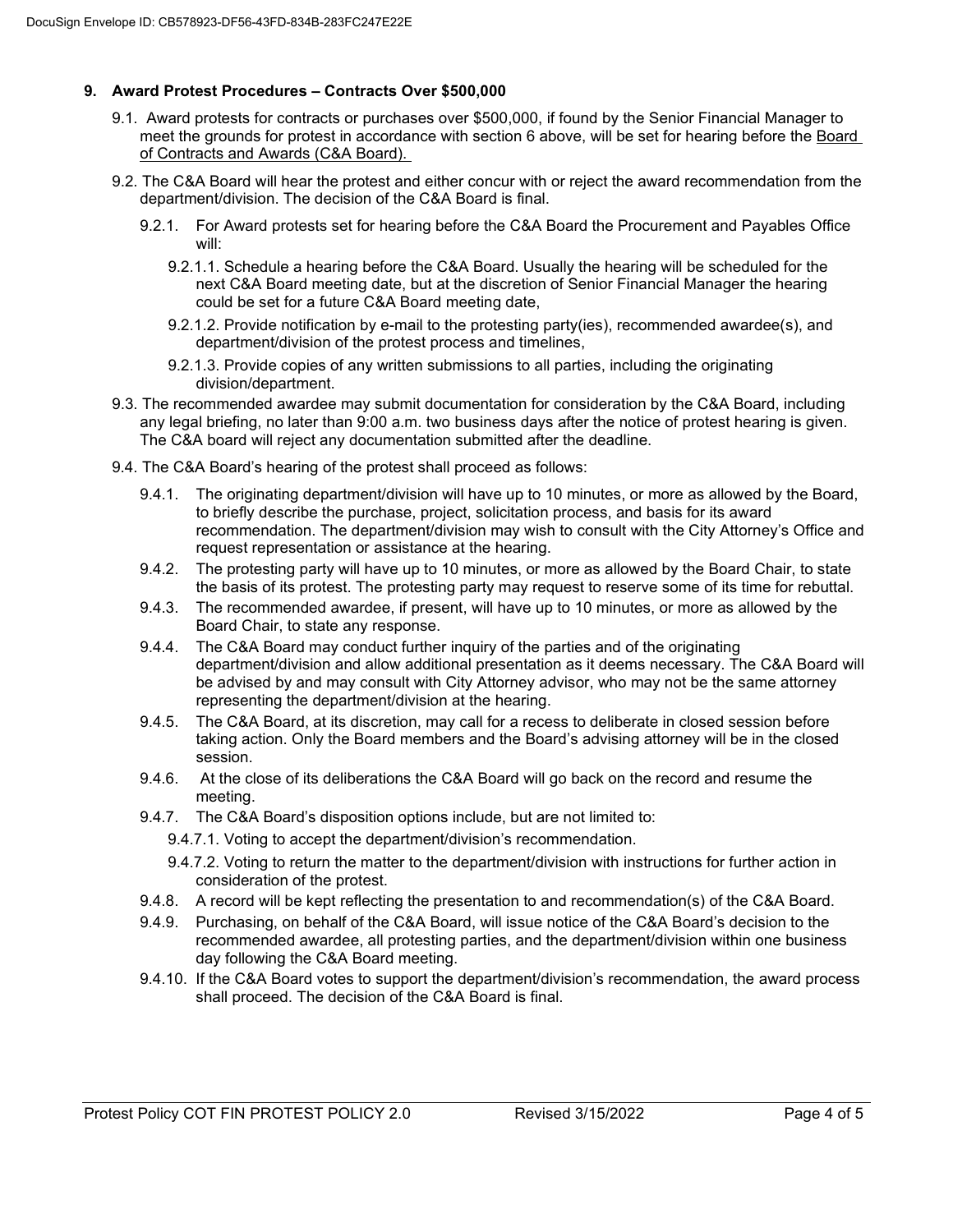## 9. Award Protest Procedures – Contracts Over $500,000

9.1. Award protests for contracts or purchases over $500,000, if found by the Senior Financial Manager to meet the grounds for protest in accordance with section 6 above, will be set for hearing before the Board of Contracts and Awards (C&A Board).

9.2. The C&A Board will hear the protest and either concur with or reject the award recommendation from the department/division. The decision of the C&A Board is final.

9.2.1. For Award protests set for hearing before the C&A Board the Procurement and Payables Office will:

9.2.1.1. Schedule a hearing before the C&A Board. Usually the hearing will be scheduled for the next C&A Board meeting date, but at the discretion of Senior Financial Manager the hearing could be set for a future C&A Board meeting date,

9.2.1.2. Provide notification by e-mail to the protesting party(ies), recommended awardee(s), and department/division of the protest process and timelines,

9.2.1.3. Provide copies of any written submissions to all parties, including the originating division/department.

9.3. The recommended awardee may submit documentation for consideration by the C&A Board, including any legal briefing, no later than 9:00 a.m. two business days after the notice of protest hearing is given. The C&A board will reject any documentation submitted after the deadline.

9.4. The C&A Board's hearing of the protest shall proceed as follows:

9.4.1. The originating department/division will have up to 10 minutes, or more as allowed by the Board, to briefly describe the purchase, project, solicitation process, and basis for its award recommendation. The department/division may wish to consult with the City Attorney's Office and request representation or assistance at the hearing.

9.4.2. The protesting party will have up to 10 minutes, or more as allowed by the Board Chair, to state the basis of its protest. The protesting party may request to reserve some of its time for rebuttal.

9.4.3. The recommended awardee, if present, will have up to 10 minutes, or more as allowed by the Board Chair, to state any response.

9.4.4. The C&A Board may conduct further inquiry of the parties and of the originating department/division and allow additional presentation as it deems necessary. The C&A Board will be advised by and may consult with City Attorney advisor, who may not be the same attorney representing the department/division at the hearing.

9.4.5. The C&A Board, at its discretion, may call for a recess to deliberate in closed session before taking action. Only the Board members and the Board's advising attorney will be in the closed session.

9.4.6. At the close of its deliberations the C&A Board will go back on the record and resume the meeting.

9.4.7. The C&A Board's disposition options include, but are not limited to:

9.4.7.1. Voting to accept the department/division's recommendation.

9.4.7.2. Voting to return the matter to the department/division with instructions for further action in consideration of the protest.

9.4.8. A record will be kept reflecting the presentation to and recommendation(s) of the C&A Board.

9.4.9. Purchasing, on behalf of the C&A Board, will issue notice of the C&A Board's decision to the recommended awardee, all protesting parties, and the department/division within one business day following the C&A Board meeting.

9.4.10. If the C&A Board votes to support the department/division's recommendation, the award process shall proceed. The decision of the C&A Board is final.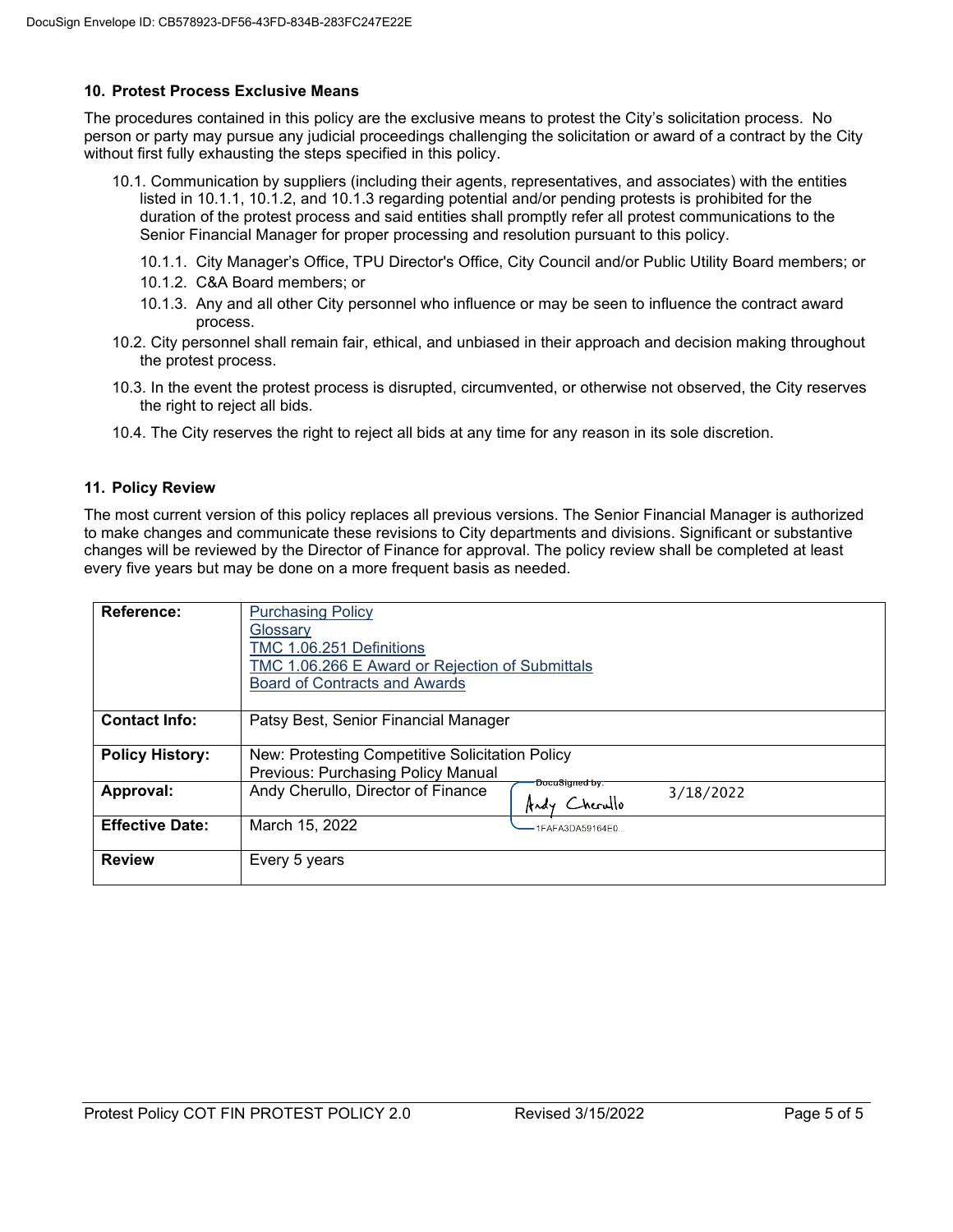## 10. Protest Process Exclusive Means

The procedures contained in this policy are the exclusive means to protest the City's solicitation process. No person or party may pursue any judicial proceedings challenging the solicitation or award of a contract by the City without first fully exhausting the steps specified in this policy.

- 10.1. Communication by suppliers (including their agents, representatives, and associates) with the entities listed in 10.1.1, 10.1.2, and 10.1.3 regarding potential and/or pending protests is prohibited for the duration of the protest process and said entities shall promptly refer all protest communications to the Senior Financial Manager for proper processing and resolution pursuant to this policy.
  - 10.1.1. City Manager's Office, TPU Director's Office, City Council and/or Public Utility Board members; or
  - 10.1.2. C&A Board members; or
  - 10.1.3. Any and all other City personnel who influence or may be seen to influence the contract award process.
- 10.2. City personnel shall remain fair, ethical, and unbiased in their approach and decision making throughout the protest process.
- 10.3. In the event the protest process is disrupted, circumvented, or otherwise not observed, the City reserves the right to reject all bids.
- 10.4. The City reserves the right to reject all bids at any time for any reason in its sole discretion.

## 11. Policy Review

The most current version of this policy replaces all previous versions. The Senior Financial Manager is authorized to make changes and communicate these revisions to City departments and divisions. Significant or substantive changes will be reviewed by the Director of Finance for approval. The policy review shall be completed at least every five years but may be done on a more frequent basis as needed.

| | |
|---|---|
| **Reference:** | Purchasing Policy<br>Glossary<br>TMC 1.06.251 Definitions<br>TMC 1.06.266 E Award or Rejection of Submittals<br>Board of Contracts and Awards |
| **Contact Info:** | Patsy Best, Senior Financial Manager |
| **Policy History:** | New: Protesting Competitive Solicitation Policy<br>Previous: Purchasing Policy Manual |
| **Approval:** | Andy Cherullo, Director of Finance — DocuSigned by: Andy Cherullo 1FAFA3DA59164E0... 3/18/2022 |
| **Effective Date:** | March 15, 2022 |
| **Review** | Every 5 years |